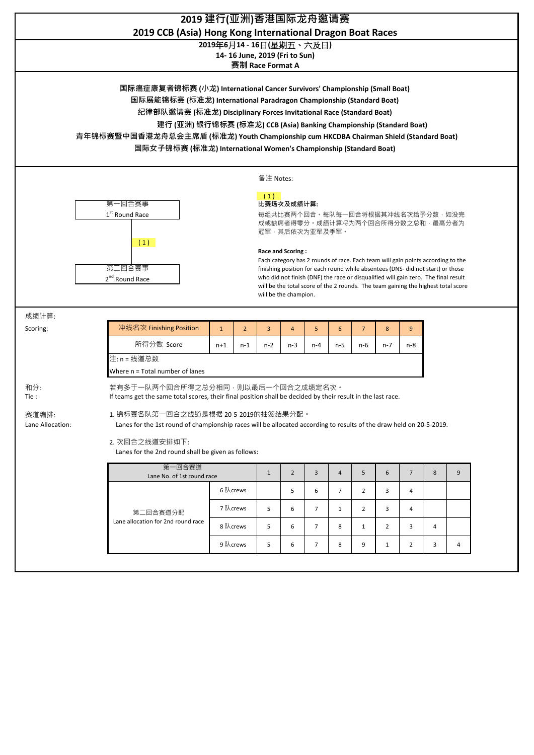# 2019 建行(亚洲)香港国际龙舟邀请赛
# 2019 CCB (Asia) Hong Kong International Dragon Boat Races

**2019年6月14 - 16日(星期五、六及日)**
**14- 16 June, 2019 (Fri to Sun)**
**赛制 Race Format A**

**国际癌症康复者锦标赛 (小龙) International Cancer Survivors' Championship (Small Boat)**
**国际展能锦标赛 (标准龙) International Paradragon Championship (Standard Boat)**
**纪律部队邀请赛 (标准龙) Disciplinary Forces Invitational Race (Standard Boat)**
**建行 (亚洲) 银行锦标赛 (标准龙) CCB (Asia) Banking Championship (Standard Boat)**
**青年锦标赛暨中国香港龙舟总会主席盾 (标准龙) Youth Championship cum HKCDBA Chairman Shield (Standard Boat)**
**国际女子锦标赛 (标准龙) International Women's Championship (Standard Boat)**

第一回合赛事
1st Round Race

( 1 )

第二回合赛事
2nd Round Race

备注 Notes:

( 1 )
**比赛场次及成绩计算:**
每组共比赛两个回合。每队每一回合将根据其冲线名次给予分数，如没完成或缺席者得零分。成绩计算将为两个回合所得分数之总和，最高分者为冠军，其后依次为亚军及季军。

**Race and Scoring :**
Each category has 2 rounds of race. Each team will gain points according to the finishing position for each round while absentees (DNS- did not start) or those who did not finish (DNF) the race or disqualified will gain zero. The final result will be the total score of the 2 rounds. The team gaining the highest total score will be the champion.

成绩计算:
Scoring:

| 冲线名次 Finishing Position | 1 | 2 | 3 | 4 | 5 | 6 | 7 | 8 | 9 |
|---|---|---|---|---|---|---|---|---|---|
| 所得分数 Score | n+1 | n-1 | n-2 | n-3 | n-4 | n-5 | n-6 | n-7 | n-8 |

注: n = 线道总数
Where n = Total number of lanes

和分:
Tie :

若有多于一队两个回合所得之总分相同，则以最后一个回合之成绩定名次。
If teams get the same total scores, their final position shall be decided by their result in the last race.

赛道编排:
Lane Allocation:

1. 锦标赛各队第一回合之线道是根据 20-5-2019的抽签结果分配。
Lanes for the 1st round of championship races will be allocated according to results of the draw held on 20-5-2019.

2. 次回合之线道安排如下:
Lanes for the 2nd round shall be given as follows:

| 第一回合赛道 Lane No. of 1st round race | | 1 | 2 | 3 | 4 | 5 | 6 | 7 | 8 | 9 |
|---|---|---|---|---|---|---|---|---|---|---|
| 第二回合赛道分配 Lane allocation for 2nd round race | 6 队crews | | 5 | 6 | 7 | 2 | 3 | 4 | | |
| | 7 队crews | 5 | 6 | 7 | 1 | 2 | 3 | 4 | | |
| | 8 队crews | 5 | 6 | 7 | 8 | 1 | 2 | 3 | 4 | |
| | 9 队crews | 5 | 6 | 7 | 8 | 9 | 1 | 2 | 3 | 4 |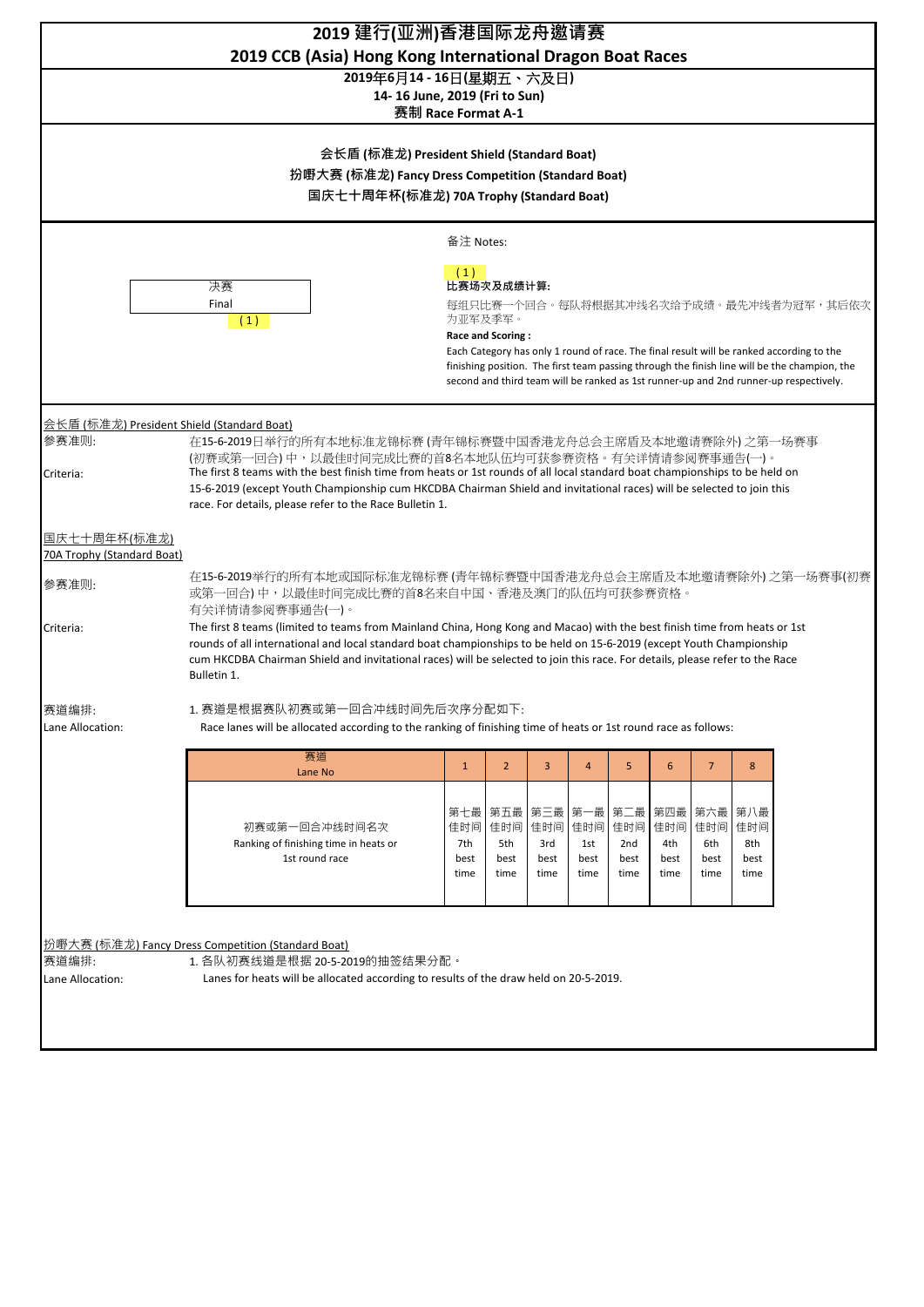# 2019 建行(亚洲)香港国际龙舟邀请赛

# 2019 CCB (Asia) Hong Kong International Dragon Boat Races

**2019年6月14 - 16日(星期五、六及日)**

**14- 16 June, 2019 (Fri to Sun)**

**赛制 Race Format A-1**

**会长盾 (标准龙) President Shield (Standard Boat)**

**扮嘢大赛 (标准龙) Fancy Dress Competition (Standard Boat)**

**国庆七十周年杯(标准龙) 70A Trophy (Standard Boat)**

决赛
Final
( 1 )

备注 Notes:

( 1 )

**比赛场次及成绩计算:**

每组只比赛一个回合。每队将根据其冲线名次给予成绩。最先冲线者为冠军，其后依次为亚军及季军。

**Race and Scoring :**

Each Category has only 1 round of race. The final result will be ranked according to the finishing position. The first team passing through the finish line will be the champion, the second and third team will be ranked as 1st runner-up and 2nd runner-up respectively.

## 会长盾 (标准龙) President Shield (Standard Boat)

参赛准则: 在15-6-2019日举行的所有本地标准龙锦标赛 (青年锦标赛暨中国香港龙舟总会主席盾及本地邀请赛除外) 之第一场赛事 (初赛或第一回合) 中，以最佳时间完成比赛的首8名本地队伍均可获参赛资格。有关详情请参阅赛事通告(一)。

Criteria: The first 8 teams with the best finish time from heats or 1st rounds of all local standard boat championships to be held on 15-6-2019 (except Youth Championship cum HKCDBA Chairman Shield and invitational races) will be selected to join this race. For details, please refer to the Race Bulletin 1.

## 国庆七十周年杯(标准龙) 70A Trophy (Standard Boat)

参赛准则: 在15-6-2019举行的所有本地或国际标准龙锦标赛 (青年锦标赛暨中国香港龙舟总会主席盾及本地邀请赛除外) 之第一场赛事(初赛或第一回合) 中，以最佳时间完成比赛的首8名来自中国、香港及澳门的队伍均可获参赛资格。有关详情请参阅赛事通告(一)。

Criteria: The first 8 teams (limited to teams from Mainland China, Hong Kong and Macao) with the best finish time from heats or 1st rounds of all international and local standard boat championships to be held on 15-6-2019 (except Youth Championship cum HKCDBA Chairman Shield and invitational races) will be selected to join this race. For details, please refer to the Race Bulletin 1.

赛道编排: 1. 赛道是根据赛队初赛或第一回合冲线时间先后次序分配如下:

Lane Allocation: Race lanes will be allocated according to the ranking of finishing time of heats or 1st round race as follows:

| 赛道 Lane No | 1 | 2 | 3 | 4 | 5 | 6 | 7 | 8 |
|---|---|---|---|---|---|---|---|---|
| 初赛或第一回合冲线时间名次 Ranking of finishing time in heats or 1st round race | 第七最佳时间 7th best time | 第五最佳时间 5th best time | 第三最佳时间 3rd best time | 第一最佳时间 1st best time | 第二最佳时间 2nd best time | 第四最佳时间 4th best time | 第六最佳时间 6th best time | 第八最佳时间 8th best time |

## 扮嘢大赛 (标准龙) Fancy Dress Competition (Standard Boat)

赛道编排: 1. 各队初赛线道是根据 20-5-2019的抽签结果分配。

Lane Allocation: Lanes for heats will be allocated according to results of the draw held on 20-5-2019.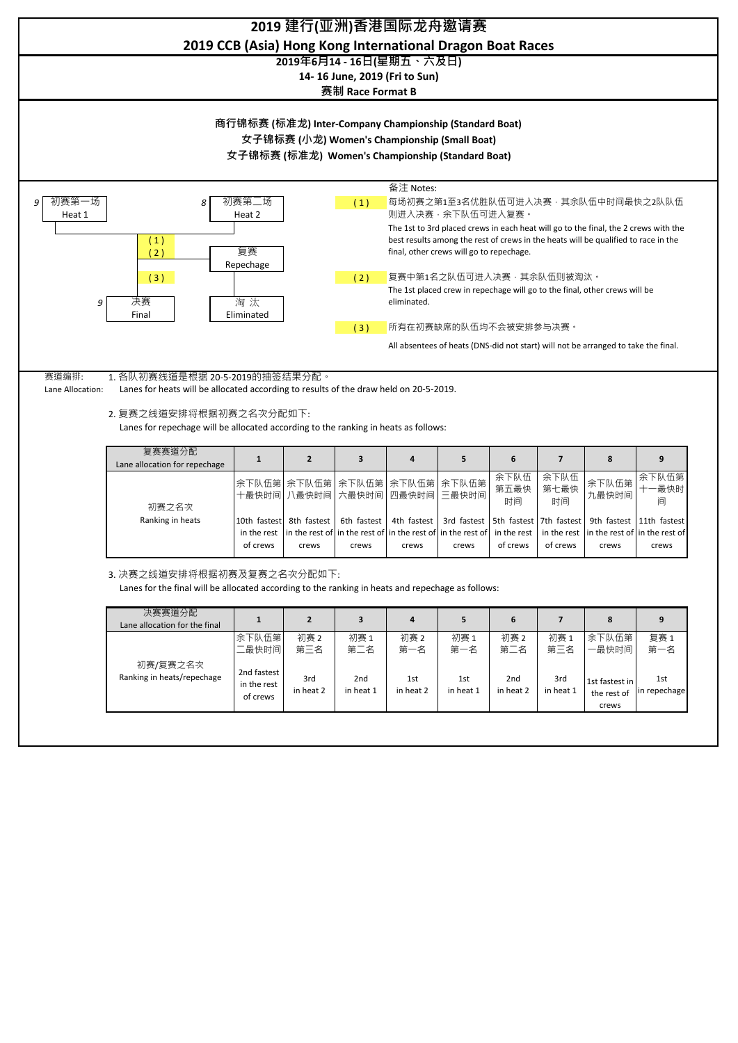# 2019 建行(亚洲)香港国际龙舟邀请赛

## 2019 CCB (Asia) Hong Kong International Dragon Boat Races

**2019年6月14 - 16日(星期五、六及日)**

**14- 16 June, 2019 (Fri to Sun)**

**赛制 Race Format B**

**商行锦标赛 (标准龙) Inter-Company Championship (Standard Boat)**

**女子锦标赛 (小龙) Women's Championship (Small Boat)**

**女子锦标赛 (标准龙) Women's Championship (Standard Boat)**

9 初赛第一场 Heat 1

8 初赛第二场 Heat 2

(1) (2) 复赛 Repechage

(3) 淘 汰 Eliminated

9 决赛 Final

备注 Notes:

(1) 每场初赛之第1至3名优胜队伍可进入决赛，其余队伍中时间最快之2队队伍则进入决赛，余下队伍可进入复赛。
The 1st to 3rd placed crews in each heat will go to the final, the 2 crews with the best results among the rest of crews in the heats will be qualified to race in the final, other crews will go to repechage.

(2) 复赛中第1名之队伍可进入决赛，其余队伍则被淘汰。
The 1st placed crew in repechage will go to the final, other crews will be eliminated.

(3) 所有在初赛缺席的队伍均不会被安排参与决赛。
All absentees of heats (DNS-did not start) will not be arranged to take the final.

赛道编排: Lane Allocation:

1. 各队初赛线道是根据 20-5-2019的抽签结果分配。
Lanes for heats will be allocated according to results of the draw held on 20-5-2019.

2. 复赛之线道安排将根据初赛之名次分配如下:
Lanes for repechage will be allocated according to the ranking in heats as follows:

| 复赛赛道分配 Lane allocation for repechage | 1 | 2 | 3 | 4 | 5 | 6 | 7 | 8 | 9 |
|---|---|---|---|---|---|---|---|---|---|
| 初赛之名次 Ranking in heats | 余下队伍第十最快时间 10th fastest in the rest of crews | 余下队伍第八最快时间 8th fastest in the rest of crews | 余下队伍第六最快时间 6th fastest in the rest of crews | 余下队伍第四最快时间 4th fastest in the rest of crews | 余下队伍第三最快时间 3rd fastest in the rest of crews | 余下队伍第五最快时间 5th fastest in the rest of crews | 余下队伍第七最快时间 7th fastest in the rest of crews | 余下队伍第九最快时间 9th fastest in the rest of crews | 余下队伍第十一最快时间 11th fastest in the rest of crews |

3. 决赛之线道安排将根据初赛及复赛之名次分配如下:
Lanes for the final will be allocated according to the ranking in heats and repechage as follows:

| 决赛赛道分配 Lane allocation for the final | 1 | 2 | 3 | 4 | 5 | 6 | 7 | 8 | 9 |
|---|---|---|---|---|---|---|---|---|---|
| 初赛/复赛之名次 Ranking in heats/repechage | 余下队伍第二最快时间 2nd fastest in the rest of crews | 初赛 2 第三名 3rd in heat 2 | 初赛 1 第二名 2nd in heat 1 | 初赛 2 第一名 1st in heat 2 | 初赛 1 第一名 1st in heat 1 | 初赛 2 第二名 2nd in heat 2 | 初赛 1 第三名 3rd in heat 1 | 余下队伍第一最快时间 1st fastest in the rest of crews | 复赛 1 第一名 1st in repechage |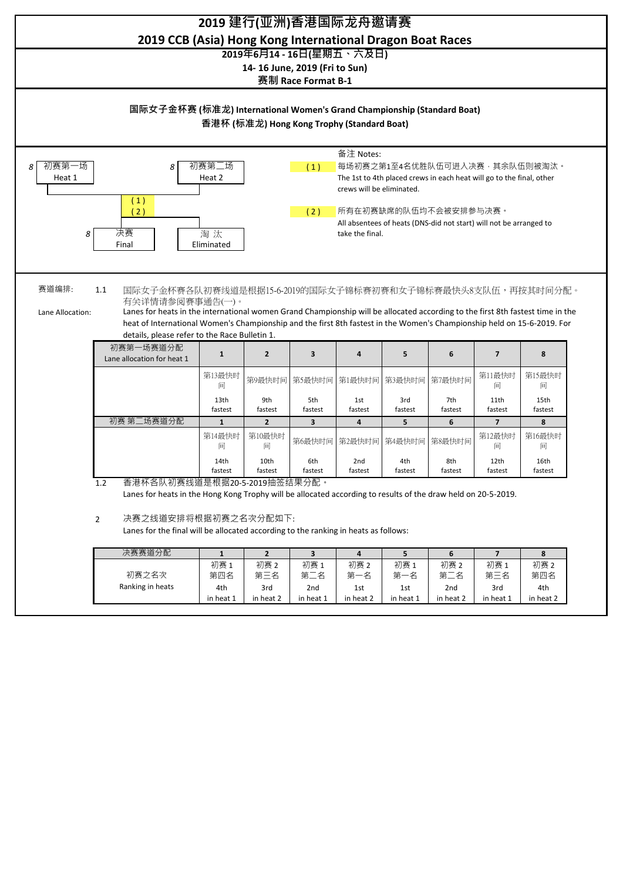# 2019 建行(亚洲)香港国际龙舟邀请赛

## 2019 CCB (Asia) Hong Kong International Dragon Boat Races

**2019年6月14 - 16日(星期五、六及日)**

**14- 16 June, 2019 (Fri to Sun)**

**赛制 Race Format B-1**

**国际女子金杯赛 (标准龙) International Women's Grand Championship (Standard Boat)**

**香港杯 (标准龙) Hong Kong Trophy (Standard Boat)**

8 初赛第一场 Heat 1

8 初赛第二场 Heat 2

(1)
(2)

8 决赛 Final

淘 汰 Eliminated

备注 Notes:

(1) 每场初赛之第1至4名优胜队伍可进入决赛，其余队伍则被淘汰。
The 1st to 4th placed crews in each heat will go to the final, other crews will be eliminated.

(2) 所有在初赛缺席的队伍均不会被安排参与决赛。
All absentees of heats (DNS-did not start) will not be arranged to take the final.

赛道编排: Lane Allocation:

1.1 国际女子金杯赛各队初赛线道是根据15-6-2019的国际女子锦标赛初赛和女子锦标赛最快头8支队伍，再按其时间分配。有关详情请参阅赛事通告(一)。
Lanes for heats in the international women Grand Championship will be allocated according to the first 8th fastest time in the heat of International Women's Championship and the first 8th fastest in the Women's Championship held on 15-6-2019. For details, please refer to the Race Bulletin 1.

| 初赛第一场赛道分配 Lane allocation for heat 1 | 1 | 2 | 3 | 4 | 5 | 6 | 7 | 8 |
|---|---|---|---|---|---|---|---|---|
| | 第13最快时间 13th fastest | 第9最快时间 9th fastest | 第5最快时间 5th fastest | 第1最快时间 1st fastest | 第3最快时间 3rd fastest | 第7最快时间 7th fastest | 第11最快时间 11th fastest | 第15最快时间 15th fastest |
| 初赛 第二场赛道分配 | 1 | 2 | 3 | 4 | 5 | 6 | 7 | 8 |
| | 第14最快时间 14th fastest | 第10最快时间 10th fastest | 第6最快时间 6th fastest | 第2最快时间 2nd fastest | 第4最快时间 4th fastest | 第8最快时间 8th fastest | 第12最快时间 12th fastest | 第16最快时间 16th fastest |

1.2 香港杯各队初赛线道是根据20-5-2019抽签结果分配。
Lanes for heats in the Hong Kong Trophy will be allocated according to results of the draw held on 20-5-2019.

2 决赛之线道安排将根据初赛之名次分配如下:
Lanes for the final will be allocated according to the ranking in heats as follows:

| 决赛赛道分配 | 1 | 2 | 3 | 4 | 5 | 6 | 7 | 8 |
|---|---|---|---|---|---|---|---|---|
| 初赛之名次 Ranking in heats | 初赛 1 第四名 4th in heat 1 | 初赛 2 第三名 3rd in heat 2 | 初赛 1 第二名 2nd in heat 1 | 初赛 2 第一名 1st in heat 2 | 初赛 1 第一名 1st in heat 1 | 初赛 2 第二名 2nd in heat 2 | 初赛 1 第三名 3rd in heat 1 | 初赛 2 第四名 4th in heat 2 |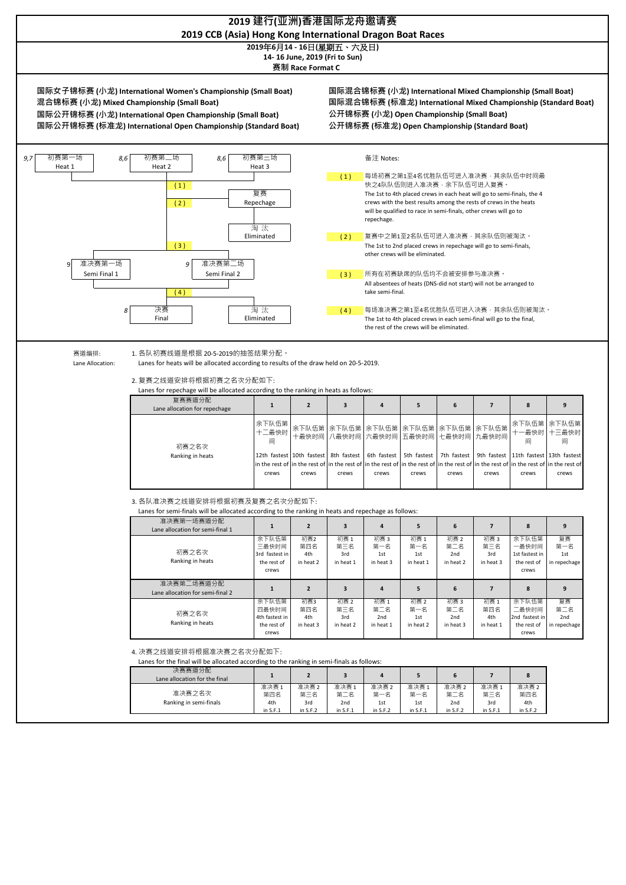# 2019 建行(亚洲)香港国际龙舟邀请赛
# 2019 CCB (Asia) Hong Kong International Dragon Boat Races

**2019年6月14 - 16日(星期五、六及日)**
**14- 16 June, 2019 (Fri to Sun)**
**赛制 Race Format C**

**国际女子锦标赛 (小龙) International Women's Championship (Small Boat)**
**混合锦标赛 (小龙) Mixed Championship (Small Boat)**
**国际公开锦标赛 (小龙) International Open Championship (Small Boat)**
**国际公开锦标赛 (标准龙) International Open Championship (Standard Boat)**
**国际混合锦标赛 (小龙) International Mixed Championship (Small Boat)**
**国际混合锦标赛 (标准龙) International Mixed Championship (Standard Boat)**
**公开锦标赛 (小龙) Open Championship (Small Boat)**
**公开锦标赛 (标准龙) Open Championship (Standard Boat)**

*9,7* 初赛第一场 Heat 1 — *8,6* 初赛第二场 Heat 2 — *8,6* 初赛第三场 Heat 3

(1)

(2) 复赛 Repechage

(3) 淘汰 Eliminated

*9* 准决赛第一场 Semi Final 1 — *9* 准决赛第二场 Semi Final 2

(4)

*8* 决赛 Final — 淘汰 Eliminated

备注 Notes:

(1) 每场初赛之第1至4名优胜队伍可进入准决赛，其余队伍中时间最快之4队队伍则进入准决赛，余下队伍可进入复赛。
The 1st to 4th placed crews in each heat will go to semi-finals, the 4 crews with the best results among the rests of crews in the heats will be qualified to race in semi-finals, other crews will go to repechage.

(2) 复赛中之第1至2名队伍可进入准决赛，其余队伍则被淘汰。
The 1st to 2nd placed crews in repechage will go to semi-finals, other crews will be eliminated.

(3) 所有在初赛缺席的队伍均不会被安排参与准决赛。
All absentees of heats (DNS-did not start) will not be arranged to take semi-final.

(4) 每场准决赛之第1至4名优胜队伍可进入决赛，其余队伍则被淘汰。
The 1st to 4th placed crews in each semi-final will go to the final, the rest of the crews will be eliminated.

赛道编排:
Lane Allocation:

1. 各队初赛线道是根据 20-5-2019的抽签结果分配。
Lanes for heats will be allocated according to results of the draw held on 20-5-2019.

2. 复赛之线道安排将根据初赛之名次分配如下:
Lanes for repechage will be allocated according to the ranking in heats as follows:

| 复赛赛道分配 Lane allocation for repechage | 1 | 2 | 3 | 4 | 5 | 6 | 7 | 8 | 9 |
|---|---|---|---|---|---|---|---|---|---|
| 初赛之名次 Ranking in heats | 余下队伍第十二最快时间 12th fastest in the rest of crews | 余下队伍第十最快时间 10th fastest in the rest of crews | 余下队伍第八最快时间 8th fastest in the rest of crews | 余下队伍第六最快时间 6th fastest in the rest of crews | 余下队伍第五最快时间 5th fastest in the rest of crews | 余下队伍第七最快时间 7th fastest in the rest of crews | 余下队伍第九最快时间 9th fastest in the rest of crews | 余下队伍第十一最快时间 11th fastest in the rest of crews | 余下队伍第十三最快时间 13th fastest in the rest of crews |

3. 各队准决赛之线道安排将根据初赛及复赛之名次分配如下:
Lanes for semi-finals will be allocated according to the ranking in heats and repechage as follows:

| 准决赛第一场赛道分配 Lane allocation for semi-final 1 | 1 | 2 | 3 | 4 | 5 | 6 | 7 | 8 | 9 |
|---|---|---|---|---|---|---|---|---|---|
| 初赛之名次 Ranking in heats | 余下队伍第三最快时间 3rd fastest in the rest of crews | 初赛2 第四名 4th in heat 2 | 初赛 1 第三名 3rd in heat 1 | 初赛 3 第一名 1st in heat 3 | 初赛 1 第一名 1st in heat 1 | 初赛 2 第二名 2nd in heat 2 | 初赛 3 第三名 3rd in heat 3 | 余下队伍第一最快时间 1st fastest in the rest of crews | 复赛 第一名 1st in repechage |
| **准决赛第二场赛道分配 Lane allocation for semi-final 2** | **1** | **2** | **3** | **4** | **5** | **6** | **7** | **8** | **9** |
| 初赛之名次 Ranking in heats | 余下队伍第四最快时间 4th fastest in the rest of crews | 初赛3 第四名 4th in heat 3 | 初赛 2 第三名 3rd in heat 2 | 初赛 1 第二名 2nd in heat 1 | 初赛 2 第一名 1st in heat 2 | 初赛 3 第二名 2nd in heat 3 | 初赛 1 第四名 4th in heat 1 | 余下队伍第二最快时间 2nd fastest in the rest of crews | 复赛 第二名 2nd in repechage |

4. 决赛之线道安排将根据准决赛之名次分配如下:
Lanes for the final will be allocated according to the ranking in semi-finals as follows:

| 决赛赛道分配 Lane allocation for the final | 1 | 2 | 3 | 4 | 5 | 6 | 7 | 8 |
|---|---|---|---|---|---|---|---|---|
| 准决赛之名次 Ranking in semi-finals | 准决赛 1 第四名 4th in S.F.1 | 准决赛 2 第三名 3rd in S.F.2 | 准决赛 1 第二名 2nd in S.F.1 | 准决赛 2 第一名 1st in S.F.2 | 准决赛 1 第一名 1st in S.F.1 | 准决赛 2 第二名 2nd in S.F.2 | 准决赛 1 第三名 3rd in S.F.1 | 准决赛 2 第四名 4th in S.F.2 |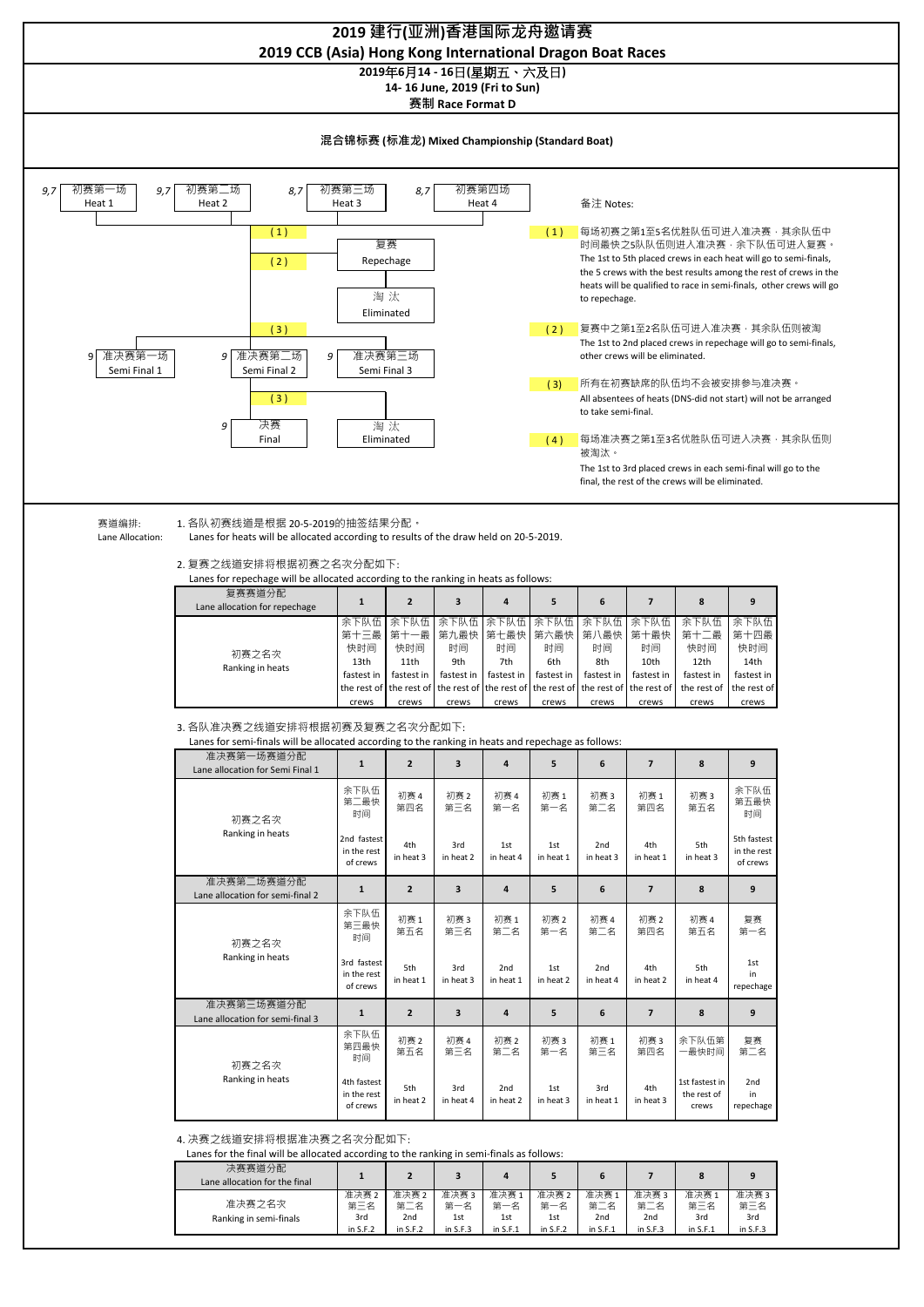# 2019 建行(亚洲)香港国际龙舟邀请赛
# 2019 CCB (Asia) Hong Kong International Dragon Boat Races

**2019年6月14 - 16日(星期五、六及日)**
**14- 16 June, 2019 (Fri to Sun)**
**赛制 Race Format D**

## 混合锦标赛 (标准龙) Mixed Championship (Standard Boat)

9,7 初赛第一场 Heat 1 | 9,7 初赛第二场 Heat 2 | 8,7 初赛第三场 Heat 3 | 8,7 初赛第四场 Heat 4

(1) → 复赛 Repechage
(2) → 淘汰 Eliminated
(3) → 9 准决赛第一场 Semi Final 1 | 9 准决赛第二场 Semi Final 2 | 9 准决赛第三场 Semi Final 3
(3) → 9 决赛 Final | 淘汰 Eliminated

备注 Notes:

(1) 每场初赛之第1至5名优胜队伍可进入准决赛，其余队伍中时间最快之5队队伍则进入准决赛，余下队伍可进入复赛。
The 1st to 5th placed crews in each heat will go to semi-finals, the 5 crews with the best results among the rest of crews in the heats will be qualified to race in semi-finals, other crews will go to repechage.

(2) 复赛中之第1至2名队伍可进入准决赛，其余队伍则被淘汰
The 1st to 2nd placed crews in repechage will go to semi-finals, other crews will be eliminated.

(3) 所有在初赛缺席的队伍均不会被安排参与准决赛。
All absentees of heats (DNS-did not start) will not be arranged to take semi-final.

(4) 每场准决赛之第1至3名优胜队伍可进入决赛，其余队伍则被淘汰。
The 1st to 3rd placed crews in each semi-final will go to the final, the rest of the crews will be eliminated.

赛道编排: Lane Allocation:

1. 各队初赛线道是根据 20-5-2019的抽签结果分配。
Lanes for heats will be allocated according to results of the draw held on 20-5-2019.

2. 复赛之线道安排将根据初赛之名次分配如下:
Lanes for repechage will be allocated according to the ranking in heats as follows:

| 复赛赛道分配 Lane allocation for repechage | 1 | 2 | 3 | 4 | 5 | 6 | 7 | 8 | 9 |
|---|---|---|---|---|---|---|---|---|---|
| 初赛之名次 Ranking in heats | 余下队伍第十三最快时间 13th fastest in the rest of crews | 余下队伍第十一最快时间 11th fastest in the rest of crews | 余下队伍第九最快时间 9th fastest in the rest of crews | 余下队伍第七最快时间 7th fastest in the rest of crews | 余下队伍第六最快时间 6th fastest in the rest of crews | 余下队伍第八最快时间 8th fastest in the rest of crews | 余下队伍第十最快时间 10th fastest in the rest of crews | 余下队伍第十二最快时间 12th fastest in the rest of crews | 余下队伍第十四最快时间 14th fastest in the rest of crews |

3. 各队准决赛之线道安排将根据初赛及复赛之名次分配如下:
Lanes for semi-finals will be allocated according to the ranking in heats and repechage as follows:

| 准决赛第一场赛道分配 Lane allocation for Semi Final 1 | 1 | 2 | 3 | 4 | 5 | 6 | 7 | 8 | 9 |
|---|---|---|---|---|---|---|---|---|---|
| 初赛之名次 Ranking in heats | 余下队伍第二最快时间 2nd fastest in the rest of crews | 初赛 4 第四名 4th in heat 3 | 初赛 2 第三名 3rd in heat 2 | 初赛 4 第一名 1st in heat 4 | 初赛 1 第一名 1st in heat 1 | 初赛 3 第二名 2nd in heat 3 | 初赛 1 第四名 4th in heat 1 | 初赛 3 第五名 5th in heat 3 | 余下队伍第五最快时间 5th fastest in the rest of crews |
| **准决赛第二场赛道分配 Lane allocation for semi-final 2** | **1** | **2** | **3** | **4** | **5** | **6** | **7** | **8** | **9** |
| 初赛之名次 Ranking in heats | 余下队伍第三最快时间 3rd fastest in the rest of crews | 初赛 1 第五名 5th in heat 1 | 初赛 3 第三名 3rd in heat 3 | 初赛 1 第二名 2nd in heat 1 | 初赛 2 第一名 1st in heat 2 | 初赛 4 第二名 2nd in heat 4 | 初赛 2 第四名 4th in heat 2 | 初赛 4 第五名 5th in heat 4 | 复赛第一名 1st in repechage |
| **准决赛第三场赛道分配 Lane allocation for semi-final 3** | **1** | **2** | **3** | **4** | **5** | **6** | **7** | **8** | **9** |
| 初赛之名次 Ranking in heats | 余下队伍第四最快时间 4th fastest in the rest of crews | 初赛 2 第五名 5th in heat 2 | 初赛 4 第三名 3rd in heat 4 | 初赛 2 第二名 2nd in heat 2 | 初赛 3 第一名 1st in heat 3 | 初赛 1 第三名 3rd in heat 1 | 初赛 3 第四名 4th in heat 3 | 余下队伍第一最快时间 1st fastest in the rest of crews | 复赛第二名 2nd in repechage |

4. 决赛之线道安排将根据准决赛之名次分配如下:
Lanes for the final will be allocated according to the ranking in semi-finals as follows:

| 决赛赛道分配 Lane allocation for the final | 1 | 2 | 3 | 4 | 5 | 6 | 7 | 8 | 9 |
|---|---|---|---|---|---|---|---|---|---|
| 准决赛之名次 Ranking in semi-finals | 准决赛 2 第三名 3rd in S.F.2 | 准决赛 2 第二名 2nd in S.F.2 | 准决赛 3 第一名 1st in S.F.3 | 准决赛 1 第一名 1st in S.F.1 | 准决赛 2 第一名 1st in S.F.2 | 准决赛 1 第二名 2nd in S.F.1 | 准决赛 3 第二名 2nd in S.F.3 | 准决赛 1 第三名 3rd in S.F.1 | 准决赛 3 第三名 3rd in S.F.3 |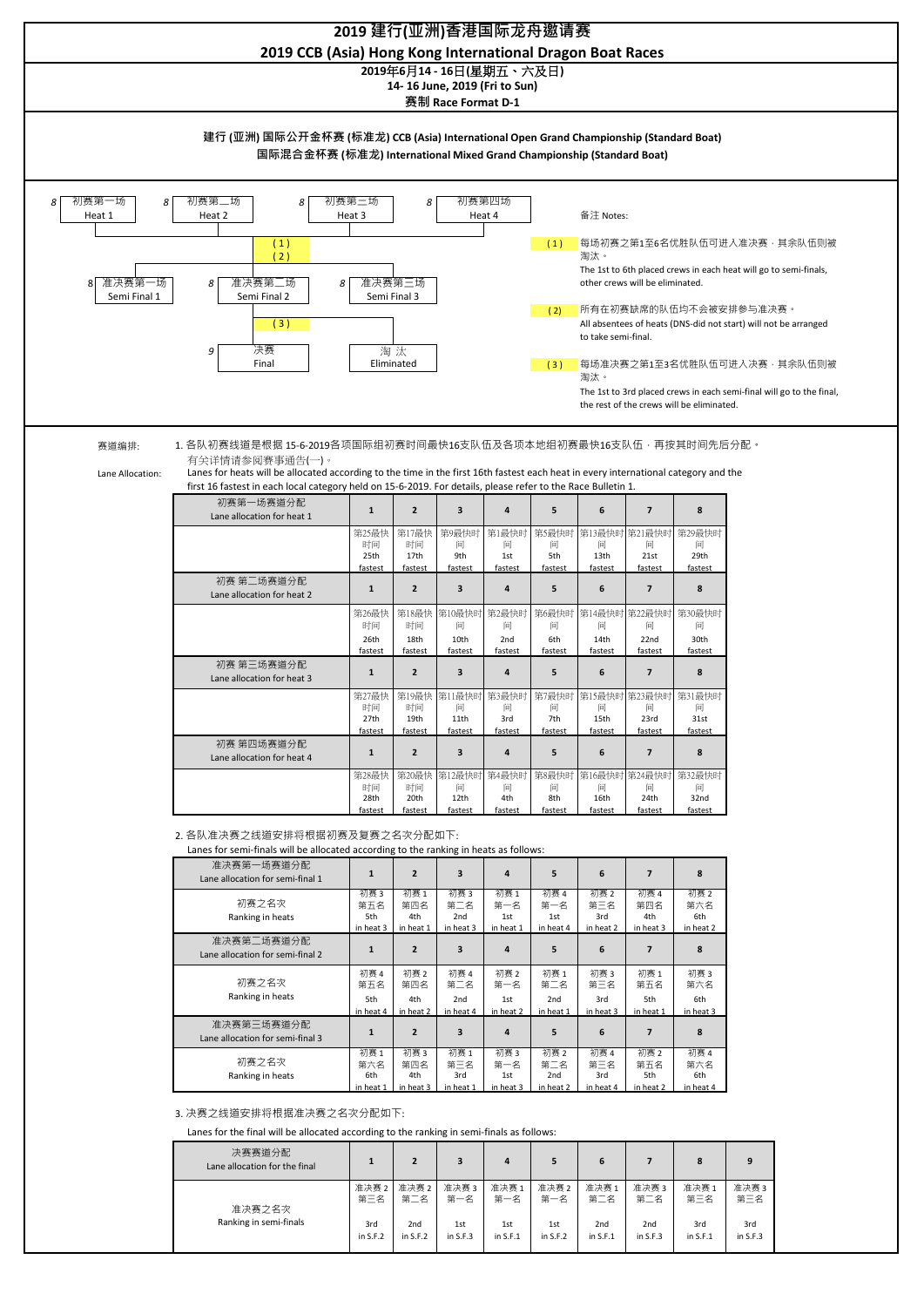# 2019 建行(亚洲)香港国际龙舟邀请赛

# 2019 CCB (Asia) Hong Kong International Dragon Boat Races

**2019年6月14 - 16日(星期五、六及日)**
**14- 16 June, 2019 (Fri to Sun)**
**赛制 Race Format D-1**

**建行 (亚洲) 国际公开金杯赛 (标准龙) CCB (Asia) International Open Grand Championship (Standard Boat)**
**国际混合金杯赛 (标准龙) International Mixed Grand Championship (Standard Boat)**

8 初赛第一场 Heat 1
8 初赛第二场 Heat 2
8 初赛第三场 Heat 3
8 初赛第四场 Heat 4

(1)
(2)

8 准决赛第一场 Semi Final 1
8 准决赛第二场 Semi Final 2
8 准决赛第三场 Semi Final 3

(3)

9 决赛 Final

淘汰 Eliminated

备注 Notes:

(1) 每场初赛之第1至6名优胜队伍可进入准决赛，其余队伍则被淘汰。
The 1st to 6th placed crews in each heat will go to semi-finals, other crews will be eliminated.

(2) 所有在初赛缺席的队伍均不会被安排参与准决赛。
All absentees of heats (DNS-did not start) will not be arranged to take semi-final.

(3) 每场准决赛之第1至3名优胜队伍可进入决赛，其余队伍则被淘汰。
The 1st to 3rd placed crews in each semi-final will go to the final, the rest of the crews will be eliminated.

赛道编排:
Lane Allocation:

1. 各队初赛线道是根据 15-6-2019各项国际组初赛时间最快16支队伍及各项本地组初赛最快16支队伍，再按其时间先后分配。有关详情请参阅赛事通告(一)。
Lanes for heats will be allocated according to the time in the first 16th fastest each heat in every international category and the first 16 fastest in each local category held on 15-6-2019. For details, please refer to the Race Bulletin 1.

| 初赛第一场赛道分配 Lane allocation for heat 1 | 1 | 2 | 3 | 4 | 5 | 6 | 7 | 8 |
|---|---|---|---|---|---|---|---|---|
| | 第25最快时间 25th fastest | 第17最快时间 17th fastest | 第9最快时间 9th fastest | 第1最快时间 1st fastest | 第5最快时间 5th fastest | 第13最快时间 13th fastest | 第21最快时间 21st fastest | 第29最快时间 29th fastest |
| **初赛 第二场赛道分配 Lane allocation for heat 2** | **1** | **2** | **3** | **4** | **5** | **6** | **7** | **8** |
| | 第26最快时间 26th fastest | 第18最快时间 18th fastest | 第10最快时间 10th fastest | 第2最快时间 2nd fastest | 第6最快时间 6th fastest | 第14最快时间 14th fastest | 第22最快时间 22nd fastest | 第30最快时间 30th fastest |
| **初赛 第三场赛道分配 Lane allocation for heat 3** | **1** | **2** | **3** | **4** | **5** | **6** | **7** | **8** |
| | 第27最快时间 27th fastest | 第19最快时间 19th fastest | 第11最快时间 11th fastest | 第3最快时间 3rd fastest | 第7最快时间 7th fastest | 第15最快时间 15th fastest | 第23最快时间 23rd fastest | 第31最快时间 31st fastest |
| **初赛 第四场赛道分配 Lane allocation for heat 4** | **1** | **2** | **3** | **4** | **5** | **6** | **7** | **8** |
| | 第28最快时间 28th fastest | 第20最快时间 20th fastest | 第12最快时间 12th fastest | 第4最快时间 4th fastest | 第8最快时间 8th fastest | 第16最快时间 16th fastest | 第24最快时间 24th fastest | 第32最快时间 32nd fastest |

2. 各队准决赛之线道安排将根据初赛及复赛之名次分配如下:
Lanes for semi-finals will be allocated according to the ranking in heats as follows:

| 准决赛第一场赛道分配 Lane allocation for semi-final 1 | 1 | 2 | 3 | 4 | 5 | 6 | 7 | 8 |
|---|---|---|---|---|---|---|---|---|
| 初赛之名次 Ranking in heats | 初赛3 第五名 5th in heat 3 | 初赛1 第四名 4th in heat 1 | 初赛3 第二名 2nd in heat 3 | 初赛1 第一名 1st in heat 1 | 初赛4 第一名 1st in heat 4 | 初赛2 第三名 3rd in heat 2 | 初赛4 第四名 4th in heat 3 | 初赛2 第六名 6th in heat 2 |
| **准决赛第二场赛道分配 Lane allocation for semi-final 2** | **1** | **2** | **3** | **4** | **5** | **6** | **7** | **8** |
| 初赛之名次 Ranking in heats | 初赛4 第五名 5th in heat 4 | 初赛2 第四名 4th in heat 2 | 初赛4 第二名 2nd in heat 4 | 初赛2 第一名 1st in heat 2 | 初赛1 第二名 2nd in heat 1 | 初赛3 第三名 3rd in heat 3 | 初赛1 第五名 5th in heat 1 | 初赛3 第六名 6th in heat 3 |
| **准决赛第三场赛道分配 Lane allocation for semi-final 3** | **1** | **2** | **3** | **4** | **5** | **6** | **7** | **8** |
| 初赛之名次 Ranking in heats | 初赛1 第六名 6th in heat 1 | 初赛3 第四名 4th in heat 3 | 初赛1 第三名 3rd in heat 1 | 初赛3 第一名 1st in heat 3 | 初赛2 第二名 2nd in heat 2 | 初赛4 第三名 3rd in heat 4 | 初赛2 第五名 5th in heat 2 | 初赛4 第六名 6th in heat 4 |

3. 决赛之线道安排将根据准决赛之名次分配如下:
Lanes for the final will be allocated according to the ranking in semi-finals as follows:

| 决赛赛道分配 Lane allocation for the final | 1 | 2 | 3 | 4 | 5 | 6 | 7 | 8 | 9 |
|---|---|---|---|---|---|---|---|---|---|
| 准决赛之名次 Ranking in semi-finals | 准决赛2 第三名 3rd in S.F.2 | 准决赛2 第二名 2nd in S.F.2 | 准决赛3 第一名 1st in S.F.3 | 准决赛1 第一名 1st in S.F.1 | 准决赛2 第一名 1st in S.F.2 | 准决赛1 第二名 2nd in S.F.1 | 准决赛3 第二名 2nd in S.F.3 | 准决赛1 第三名 3rd in S.F.1 | 准决赛3 第三名 3rd in S.F.3 |